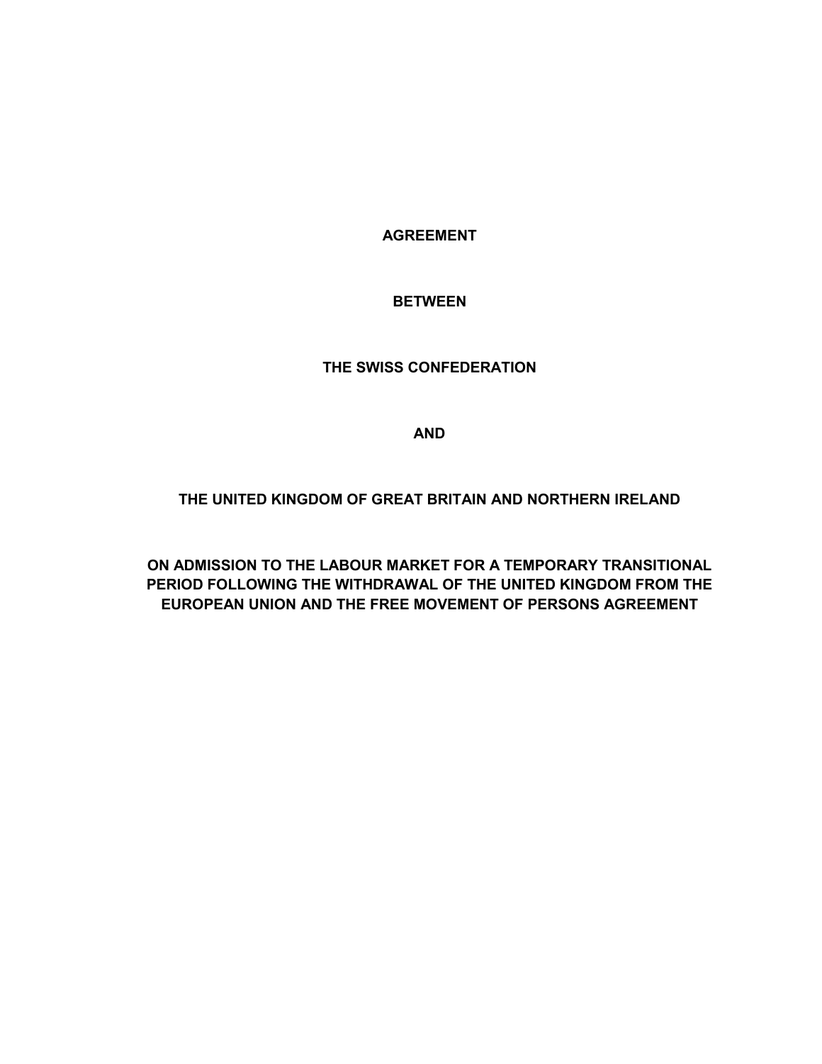**AGREEMENT**

**BETWEEN**

**THE SWISS CONFEDERATION**

**AND**

**THE UNITED KINGDOM OF GREAT BRITAIN AND NORTHERN IRELAND**

**ON ADMISSION TO THE LABOUR MARKET FOR A TEMPORARY TRANSITIONAL PERIOD FOLLOWING THE WITHDRAWAL OF THE UNITED KINGDOM FROM THE EUROPEAN UNION AND THE FREE MOVEMENT OF PERSONS AGREEMENT**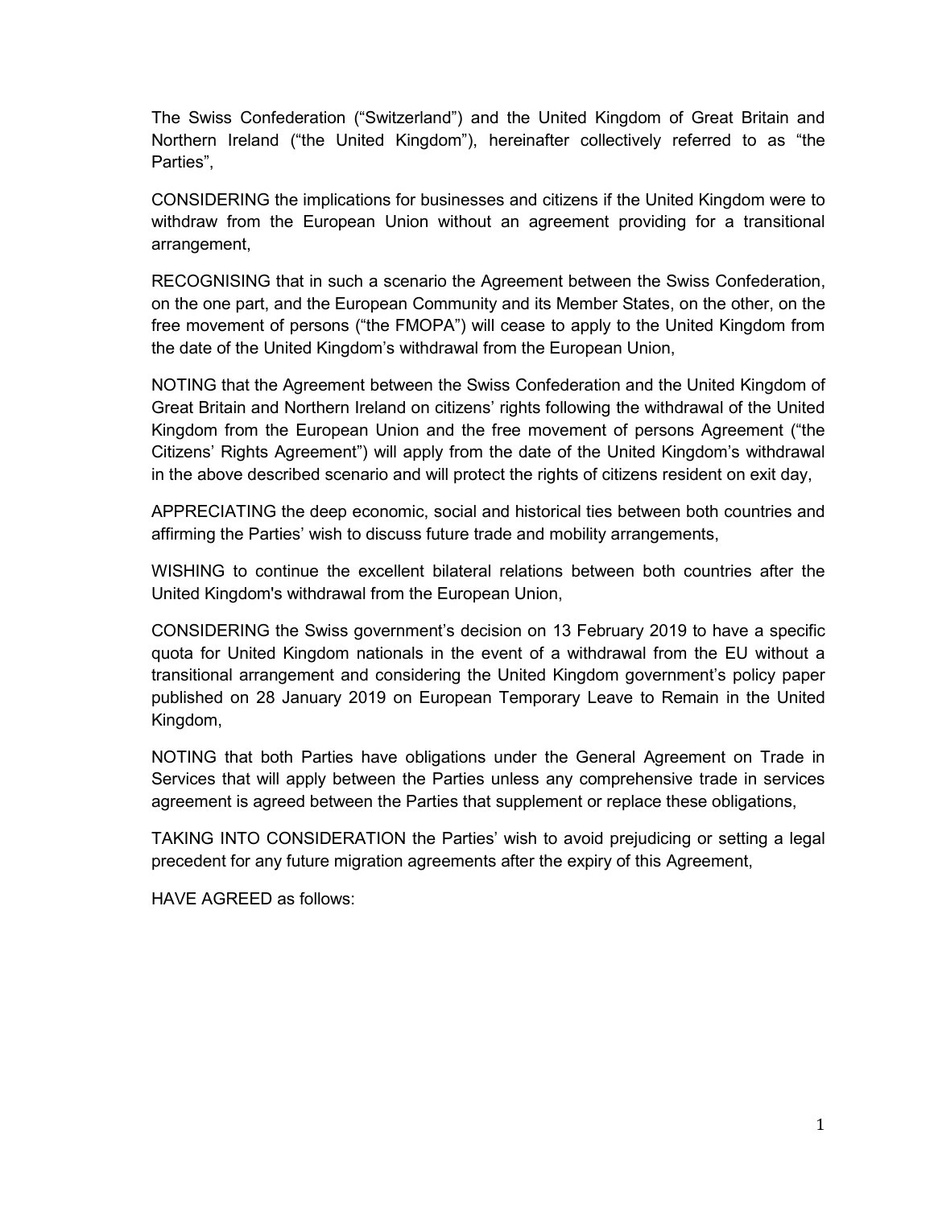The Swiss Confederation ("Switzerland") and the United Kingdom of Great Britain and Northern Ireland ("the United Kingdom"), hereinafter collectively referred to as "the Parties",

CONSIDERING the implications for businesses and citizens if the United Kingdom were to withdraw from the European Union without an agreement providing for a transitional arrangement,

RECOGNISING that in such a scenario the Agreement between the Swiss Confederation, on the one part, and the European Community and its Member States, on the other, on the free movement of persons ("the FMOPA") will cease to apply to the United Kingdom from the date of the United Kingdom's withdrawal from the European Union,

NOTING that the Agreement between the Swiss Confederation and the United Kingdom of Great Britain and Northern Ireland on citizens' rights following the withdrawal of the United Kingdom from the European Union and the free movement of persons Agreement ("the Citizens' Rights Agreement") will apply from the date of the United Kingdom's withdrawal in the above described scenario and will protect the rights of citizens resident on exit day,

APPRECIATING the deep economic, social and historical ties between both countries and affirming the Parties' wish to discuss future trade and mobility arrangements,

WISHING to continue the excellent bilateral relations between both countries after the United Kingdom's withdrawal from the European Union,

CONSIDERING the Swiss government's decision on 13 February 2019 to have a specific quota for United Kingdom nationals in the event of a withdrawal from the EU without a transitional arrangement and considering the United Kingdom government's policy paper published on 28 January 2019 on European Temporary Leave to Remain in the United Kingdom,

NOTING that both Parties have obligations under the General Agreement on Trade in Services that will apply between the Parties unless any comprehensive trade in services agreement is agreed between the Parties that supplement or replace these obligations,

TAKING INTO CONSIDERATION the Parties' wish to avoid prejudicing or setting a legal precedent for any future migration agreements after the expiry of this Agreement,

HAVE AGREED as follows: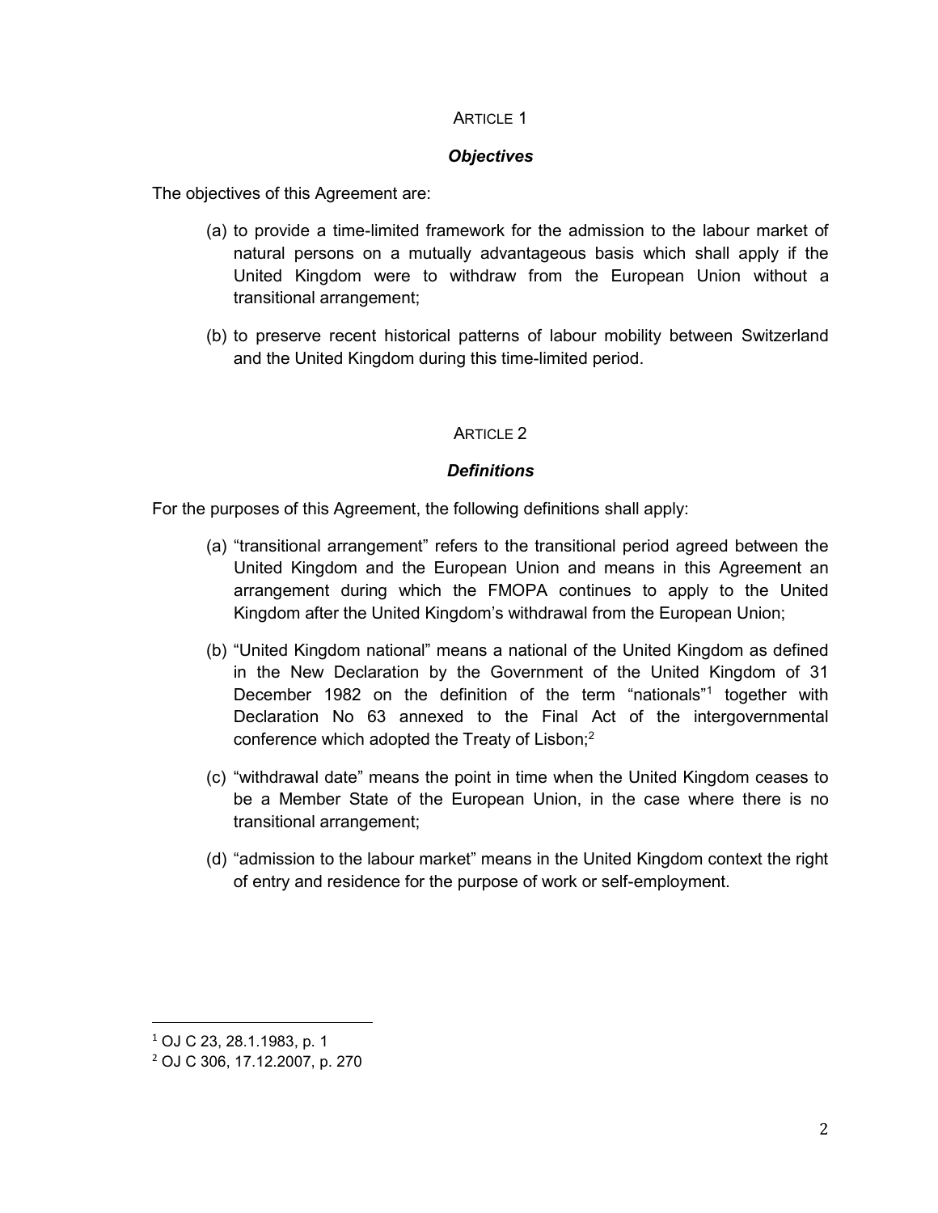## ARTICLE 1

### *Objectives*

The objectives of this Agreement are:

(a) to provide a time-limited framework for the admission to the labour market of natural persons on a mutually advantageous basis which shall apply if the United Kingdom were to withdraw from the European Union without a transitional arrangement;

(b) to preserve recent historical patterns of labour mobility between Switzerland and the United Kingdom during this time-limited period.

## ARTICLE 2

### *Definitions*

For the purposes of this Agreement, the following definitions shall apply:

(a) "transitional arrangement" refers to the transitional period agreed between the United Kingdom and the European Union and means in this Agreement an arrangement during which the FMOPA continues to apply to the United Kingdom after the United Kingdom's withdrawal from the European Union;

(b) "United Kingdom national" means a national of the United Kingdom as defined in the New Declaration by the Government of the United Kingdom of 31 December 1982 on the definition of the term "nationals"[1] together with Declaration No 63 annexed to the Final Act of the intergovernmental conference which adopted the Treaty of Lisbon;[2]

(c) "withdrawal date" means the point in time when the United Kingdom ceases to be a Member State of the European Union, in the case where there is no transitional arrangement;

(d) "admission to the labour market" means in the United Kingdom context the right of entry and residence for the purpose of work or self-employment.

---

[1] OJ C 23, 28.1.1983, p. 1

[2] OJ C 306, 17.12.2007, p. 270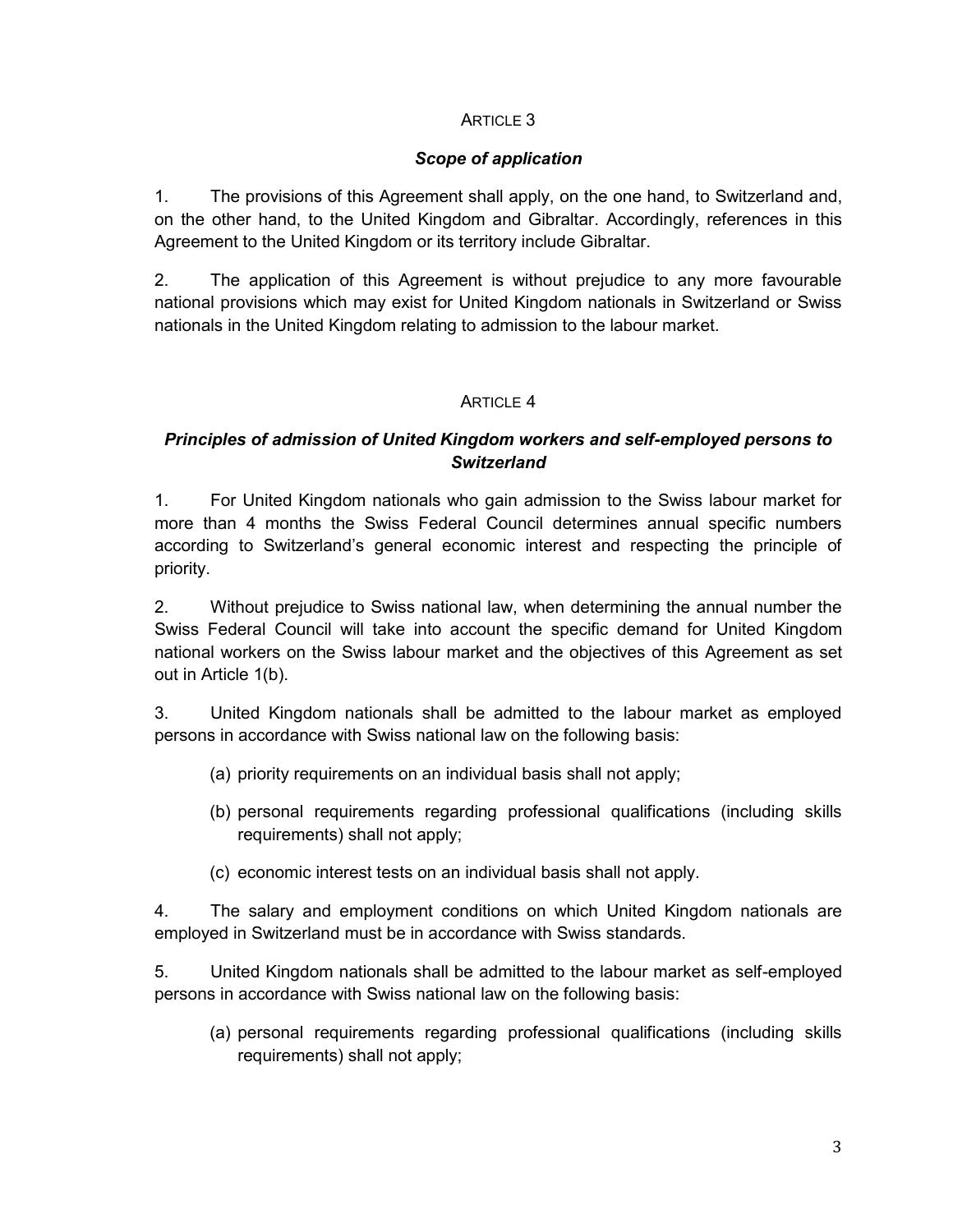## ARTICLE 3

### *Scope of application*

1. The provisions of this Agreement shall apply, on the one hand, to Switzerland and, on the other hand, to the United Kingdom and Gibraltar. Accordingly, references in this Agreement to the United Kingdom or its territory include Gibraltar.

2. The application of this Agreement is without prejudice to any more favourable national provisions which may exist for United Kingdom nationals in Switzerland or Swiss nationals in the United Kingdom relating to admission to the labour market.

## ARTICLE 4

### *Principles of admission of United Kingdom workers and self-employed persons to Switzerland*

1. For United Kingdom nationals who gain admission to the Swiss labour market for more than 4 months the Swiss Federal Council determines annual specific numbers according to Switzerland's general economic interest and respecting the principle of priority.

2. Without prejudice to Swiss national law, when determining the annual number the Swiss Federal Council will take into account the specific demand for United Kingdom national workers on the Swiss labour market and the objectives of this Agreement as set out in Article 1(b).

3. United Kingdom nationals shall be admitted to the labour market as employed persons in accordance with Swiss national law on the following basis:

(a) priority requirements on an individual basis shall not apply;

(b) personal requirements regarding professional qualifications (including skills requirements) shall not apply;

(c) economic interest tests on an individual basis shall not apply.

4. The salary and employment conditions on which United Kingdom nationals are employed in Switzerland must be in accordance with Swiss standards.

5. United Kingdom nationals shall be admitted to the labour market as self-employed persons in accordance with Swiss national law on the following basis:

(a) personal requirements regarding professional qualifications (including skills requirements) shall not apply;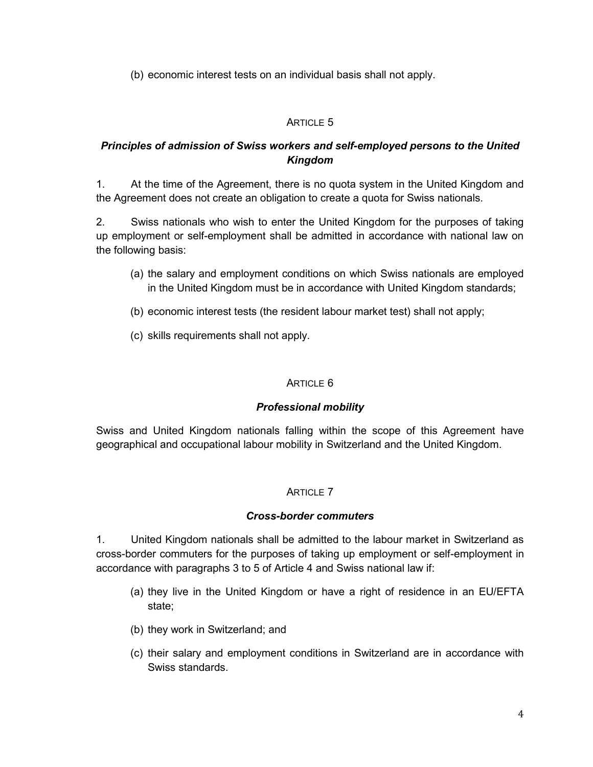(b) economic interest tests on an individual basis shall not apply.

## ARTICLE 5

### *Principles of admission of Swiss workers and self-employed persons to the United Kingdom*

1. At the time of the Agreement, there is no quota system in the United Kingdom and the Agreement does not create an obligation to create a quota for Swiss nationals.

2. Swiss nationals who wish to enter the United Kingdom for the purposes of taking up employment or self-employment shall be admitted in accordance with national law on the following basis:

(a) the salary and employment conditions on which Swiss nationals are employed in the United Kingdom must be in accordance with United Kingdom standards;

(b) economic interest tests (the resident labour market test) shall not apply;

(c) skills requirements shall not apply.

## ARTICLE 6

### *Professional mobility*

Swiss and United Kingdom nationals falling within the scope of this Agreement have geographical and occupational labour mobility in Switzerland and the United Kingdom.

## ARTICLE 7

### *Cross-border commuters*

1. United Kingdom nationals shall be admitted to the labour market in Switzerland as cross-border commuters for the purposes of taking up employment or self-employment in accordance with paragraphs 3 to 5 of Article 4 and Swiss national law if:

(a) they live in the United Kingdom or have a right of residence in an EU/EFTA state;

(b) they work in Switzerland; and

(c) their salary and employment conditions in Switzerland are in accordance with Swiss standards.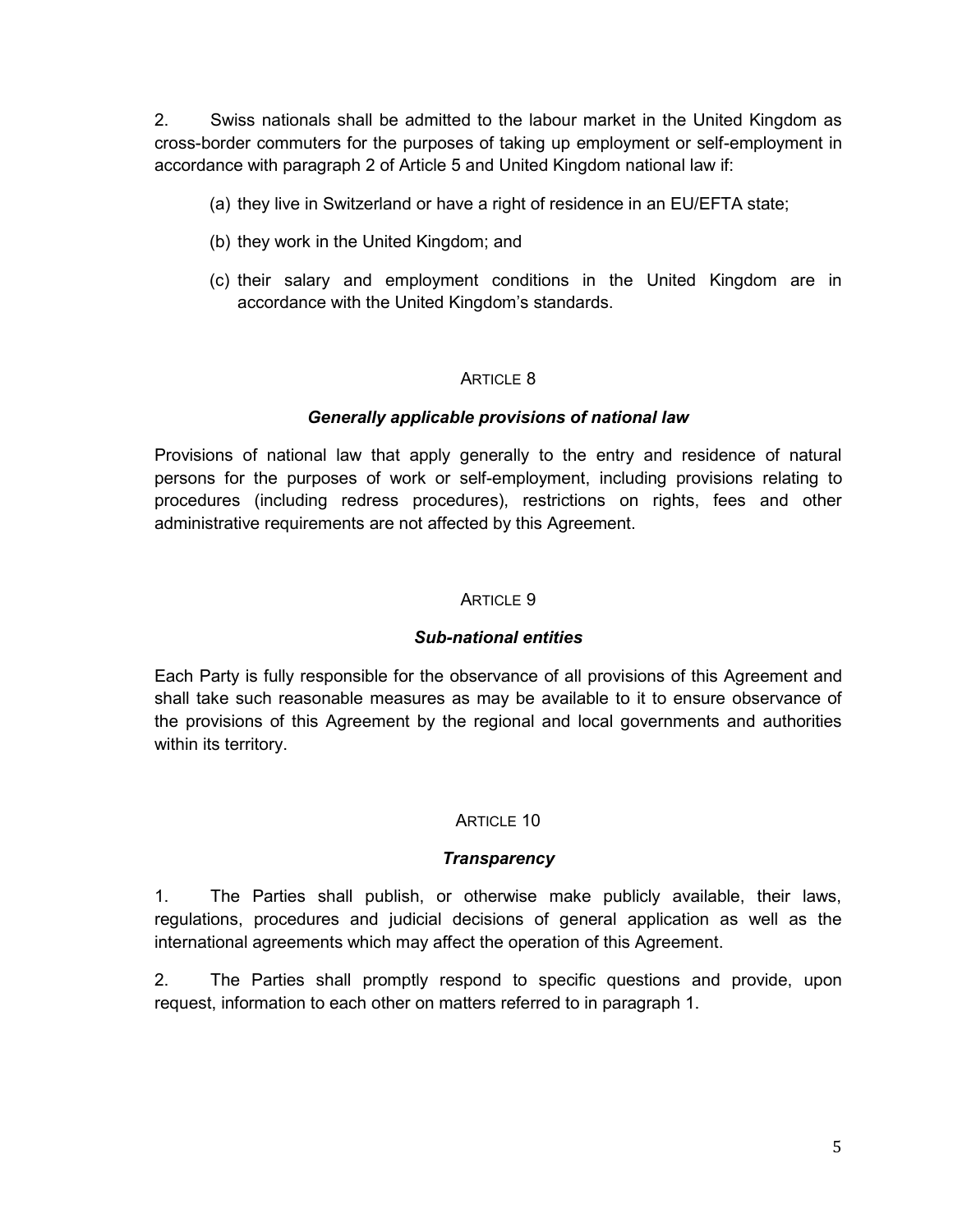2. Swiss nationals shall be admitted to the labour market in the United Kingdom as cross-border commuters for the purposes of taking up employment or self-employment in accordance with paragraph 2 of Article 5 and United Kingdom national law if:

(a) they live in Switzerland or have a right of residence in an EU/EFTA state;

(b) they work in the United Kingdom; and

(c) their salary and employment conditions in the United Kingdom are in accordance with the United Kingdom's standards.

## ARTICLE 8

### *Generally applicable provisions of national law*

Provisions of national law that apply generally to the entry and residence of natural persons for the purposes of work or self-employment, including provisions relating to procedures (including redress procedures), restrictions on rights, fees and other administrative requirements are not affected by this Agreement.

## ARTICLE 9

### *Sub-national entities*

Each Party is fully responsible for the observance of all provisions of this Agreement and shall take such reasonable measures as may be available to it to ensure observance of the provisions of this Agreement by the regional and local governments and authorities within its territory.

## ARTICLE 10

### *Transparency*

1. The Parties shall publish, or otherwise make publicly available, their laws, regulations, procedures and judicial decisions of general application as well as the international agreements which may affect the operation of this Agreement.

2. The Parties shall promptly respond to specific questions and provide, upon request, information to each other on matters referred to in paragraph 1.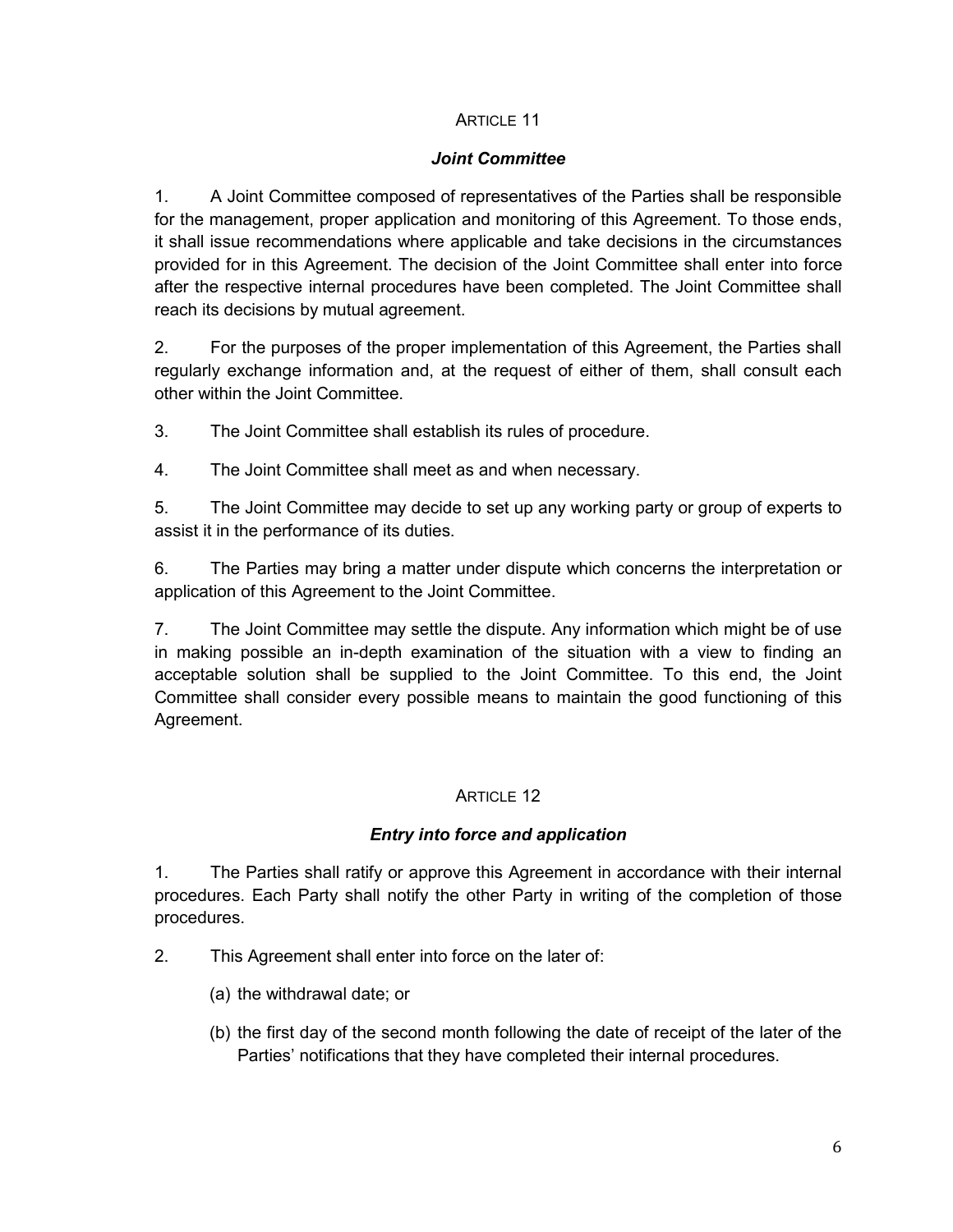ARTICLE 11

*Joint Committee*

1. A Joint Committee composed of representatives of the Parties shall be responsible for the management, proper application and monitoring of this Agreement. To those ends, it shall issue recommendations where applicable and take decisions in the circumstances provided for in this Agreement. The decision of the Joint Committee shall enter into force after the respective internal procedures have been completed. The Joint Committee shall reach its decisions by mutual agreement.

2. For the purposes of the proper implementation of this Agreement, the Parties shall regularly exchange information and, at the request of either of them, shall consult each other within the Joint Committee.

3. The Joint Committee shall establish its rules of procedure.

4. The Joint Committee shall meet as and when necessary.

5. The Joint Committee may decide to set up any working party or group of experts to assist it in the performance of its duties.

6. The Parties may bring a matter under dispute which concerns the interpretation or application of this Agreement to the Joint Committee.

7. The Joint Committee may settle the dispute. Any information which might be of use in making possible an in-depth examination of the situation with a view to finding an acceptable solution shall be supplied to the Joint Committee. To this end, the Joint Committee shall consider every possible means to maintain the good functioning of this Agreement.

ARTICLE 12

*Entry into force and application*

1. The Parties shall ratify or approve this Agreement in accordance with their internal procedures. Each Party shall notify the other Party in writing of the completion of those procedures.

2. This Agreement shall enter into force on the later of:

(a) the withdrawal date; or

(b) the first day of the second month following the date of receipt of the later of the Parties' notifications that they have completed their internal procedures.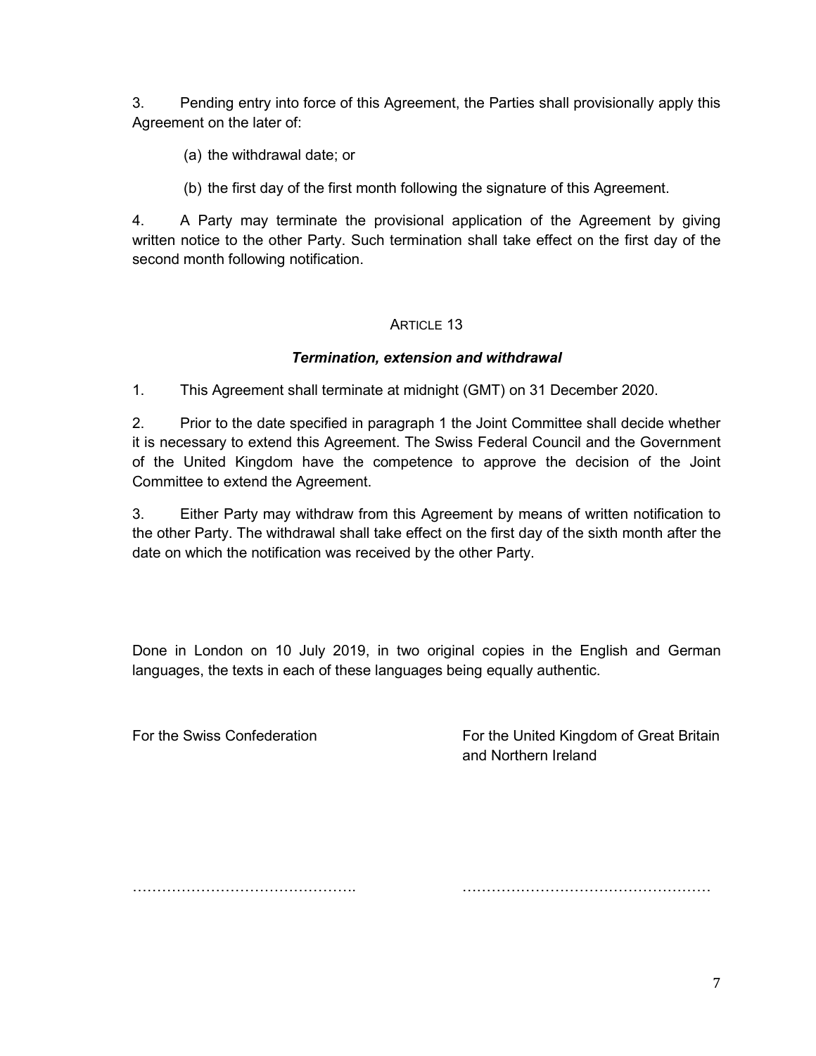3. Pending entry into force of this Agreement, the Parties shall provisionally apply this Agreement on the later of:

(a) the withdrawal date; or

(b) the first day of the first month following the signature of this Agreement.

4. A Party may terminate the provisional application of the Agreement by giving written notice to the other Party. Such termination shall take effect on the first day of the second month following notification.

## ARTICLE 13

### *Termination, extension and withdrawal*

1. This Agreement shall terminate at midnight (GMT) on 31 December 2020.

2. Prior to the date specified in paragraph 1 the Joint Committee shall decide whether it is necessary to extend this Agreement. The Swiss Federal Council and the Government of the United Kingdom have the competence to approve the decision of the Joint Committee to extend the Agreement.

3. Either Party may withdraw from this Agreement by means of written notification to the other Party. The withdrawal shall take effect on the first day of the sixth month after the date on which the notification was received by the other Party.

Done in London on 10 July 2019, in two original copies in the English and German languages, the texts in each of these languages being equally authentic.

| | |
|---|---|
| For the Swiss Confederation | For the United Kingdom of Great Britain and Northern Ireland |
| ………………………………………. | …………………………………………… |